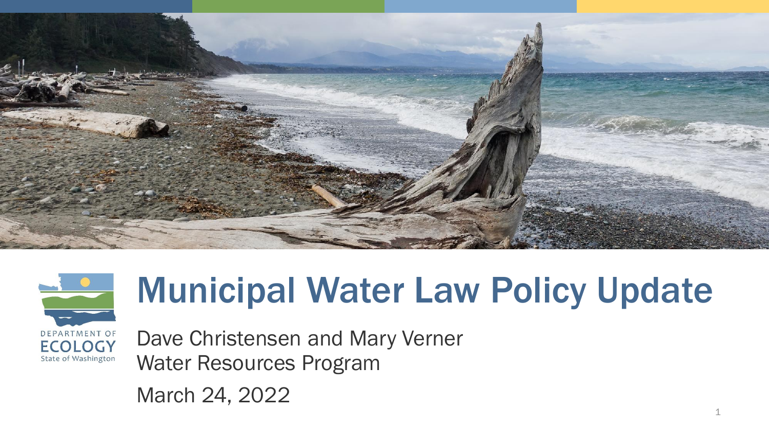# Municipal Water Law Policy Update

Dave Christensen and Mary Verner
Water Resources Program

March 24, 2022

DEPARTMENT OF ECOLOGY
State of Washington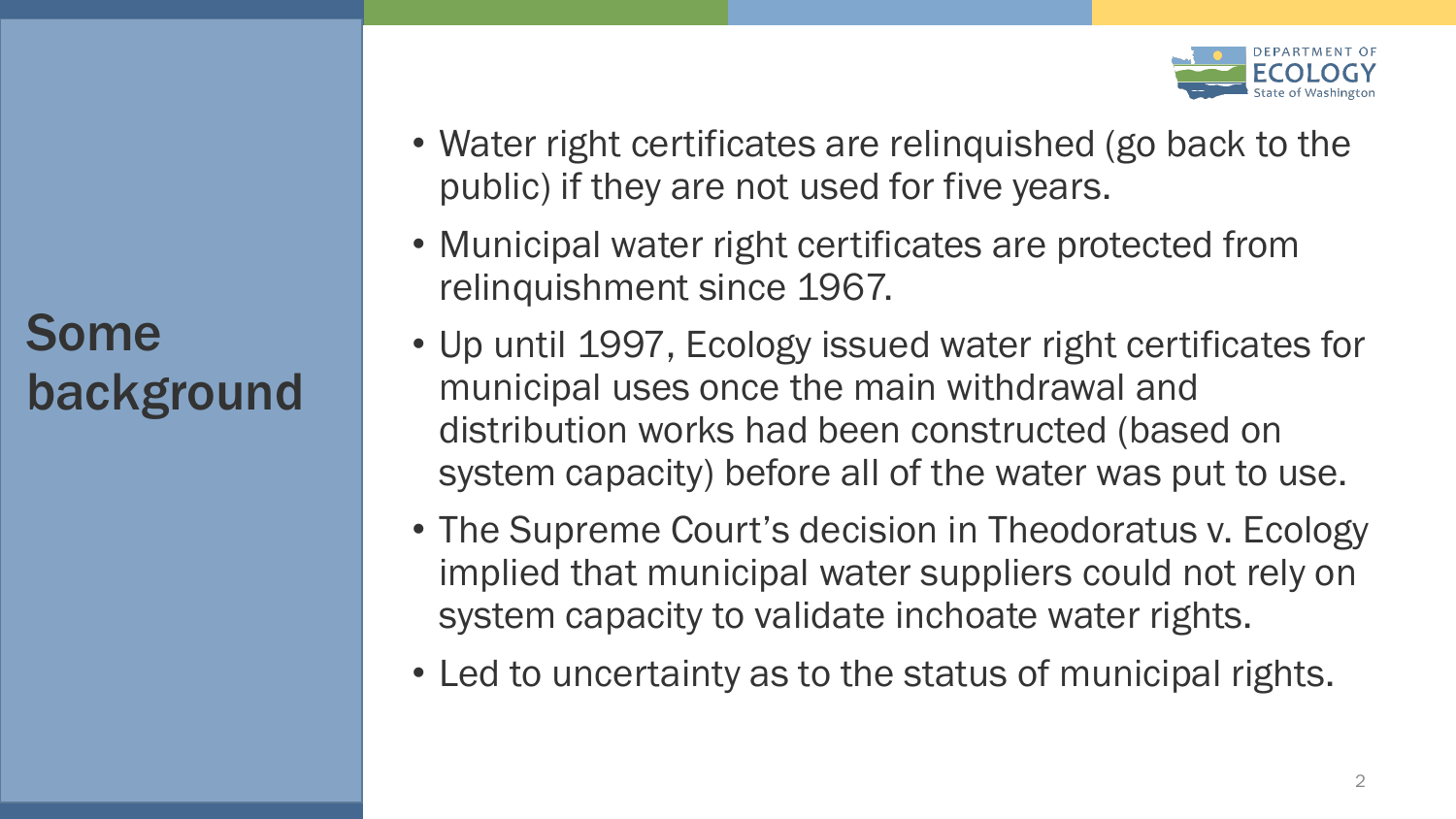# Some background

- Water right certificates are relinquished (go back to the public) if they are not used for five years.
- Municipal water right certificates are protected from relinquishment since 1967.
- Up until 1997, Ecology issued water right certificates for municipal uses once the main withdrawal and distribution works had been constructed (based on system capacity) before all of the water was put to use.
- The Supreme Court's decision in Theodoratus v. Ecology implied that municipal water suppliers could not rely on system capacity to validate inchoate water rights.
- Led to uncertainty as to the status of municipal rights.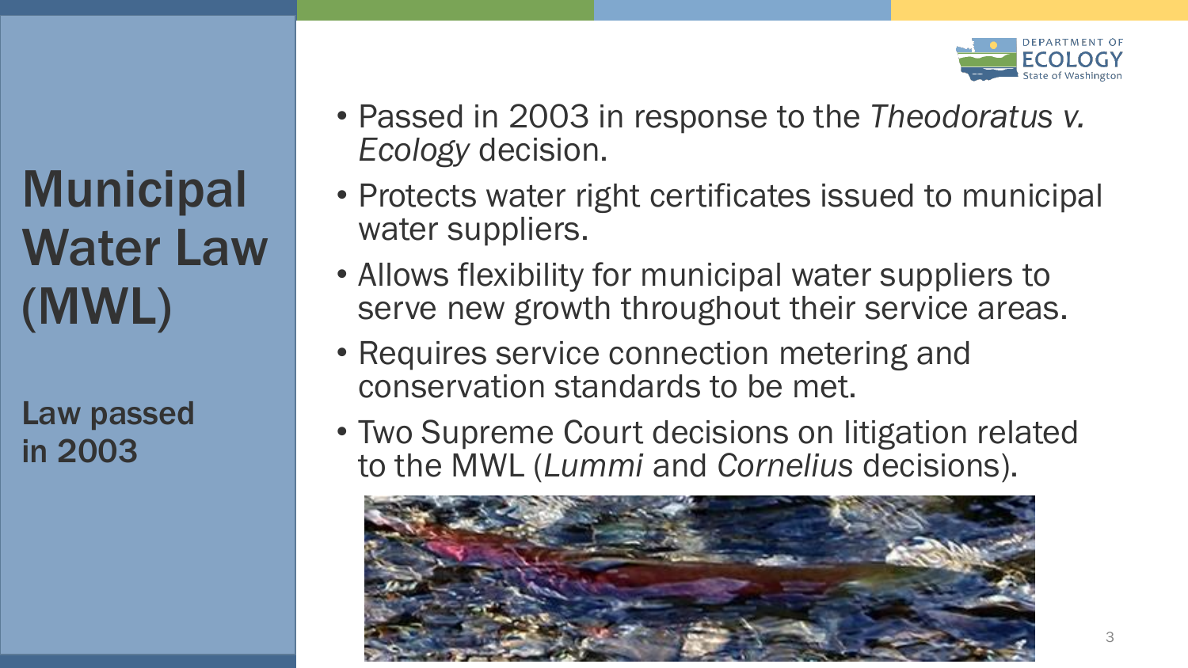# Municipal Water Law (MWL)

**Law passed in 2003**

- Passed in 2003 in response to the *Theodoratus v. Ecology* decision.
- Protects water right certificates issued to municipal water suppliers.
- Allows flexibility for municipal water suppliers to serve new growth throughout their service areas.
- Requires service connection metering and conservation standards to be met.
- Two Supreme Court decisions on litigation related to the MWL (*Lummi* and *Cornelius* decisions).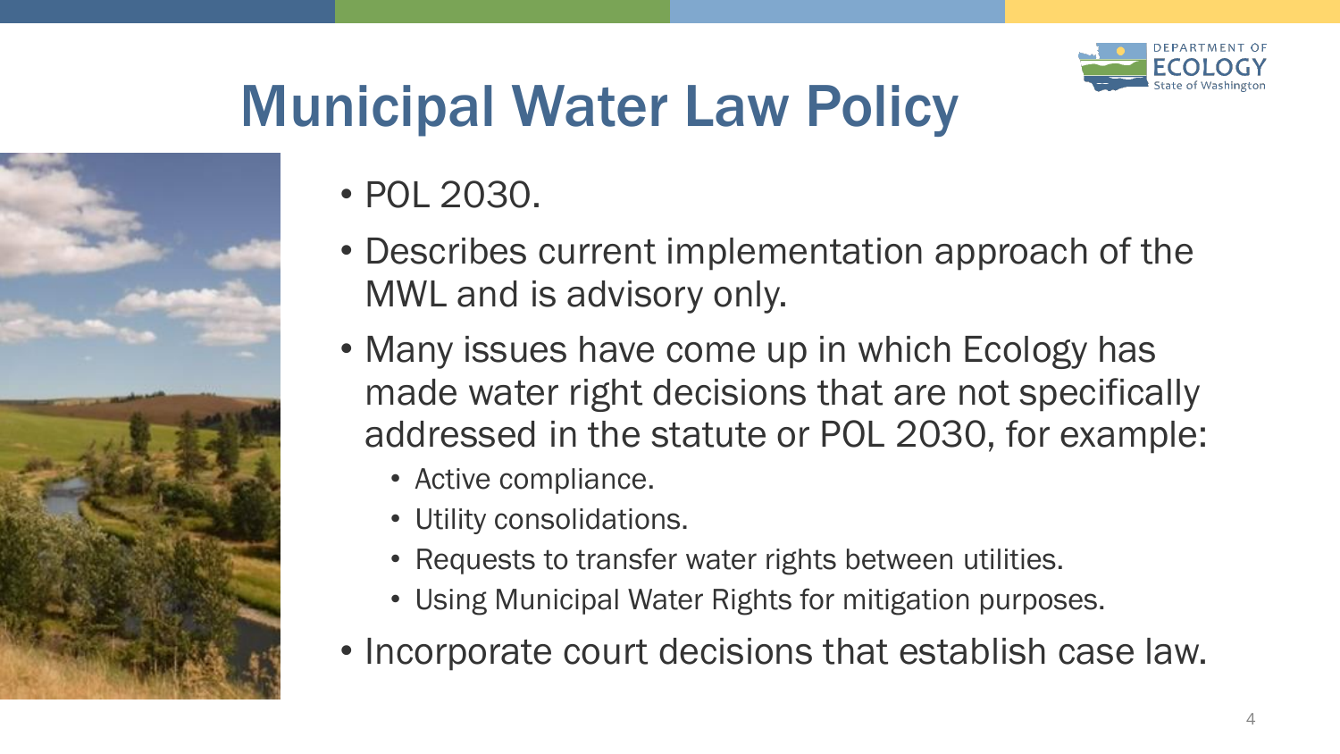# Municipal Water Law Policy

- POL 2030.
- Describes current implementation approach of the MWL and is advisory only.
- Many issues have come up in which Ecology has made water right decisions that are not specifically addressed in the statute or POL 2030, for example:
  - Active compliance.
  - Utility consolidations.
  - Requests to transfer water rights between utilities.
  - Using Municipal Water Rights for mitigation purposes.
- Incorporate court decisions that establish case law.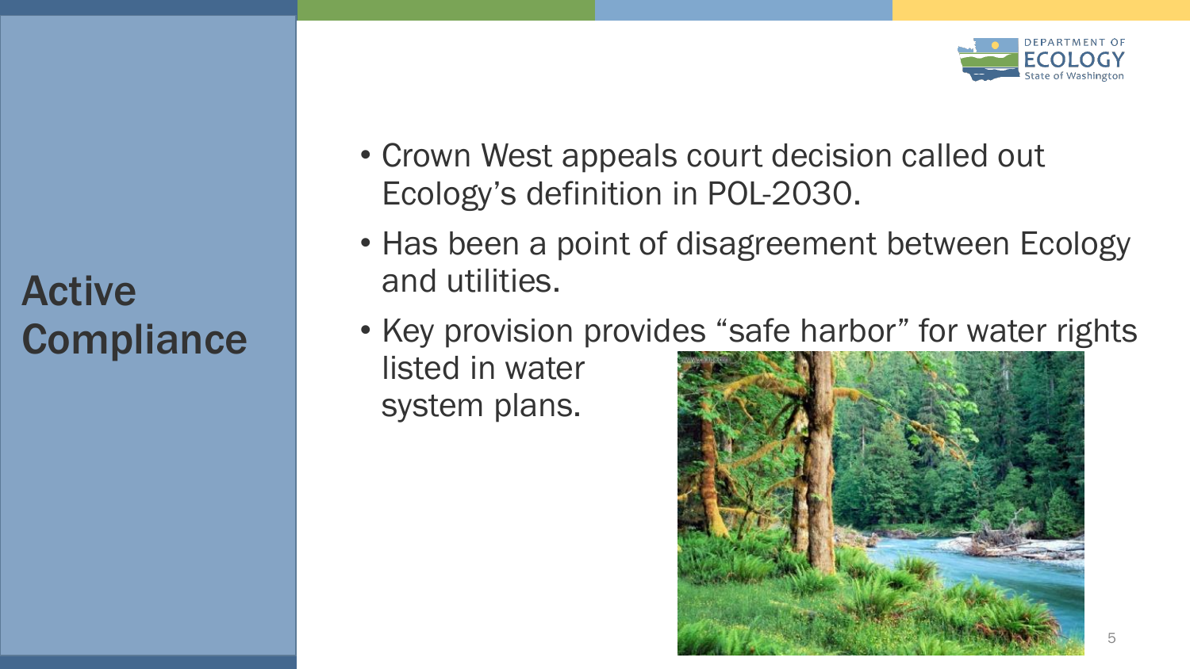# Active Compliance

- Crown West appeals court decision called out Ecology's definition in POL-2030.
- Has been a point of disagreement between Ecology and utilities.
- Key provision provides "safe harbor" for water rights listed in water system plans.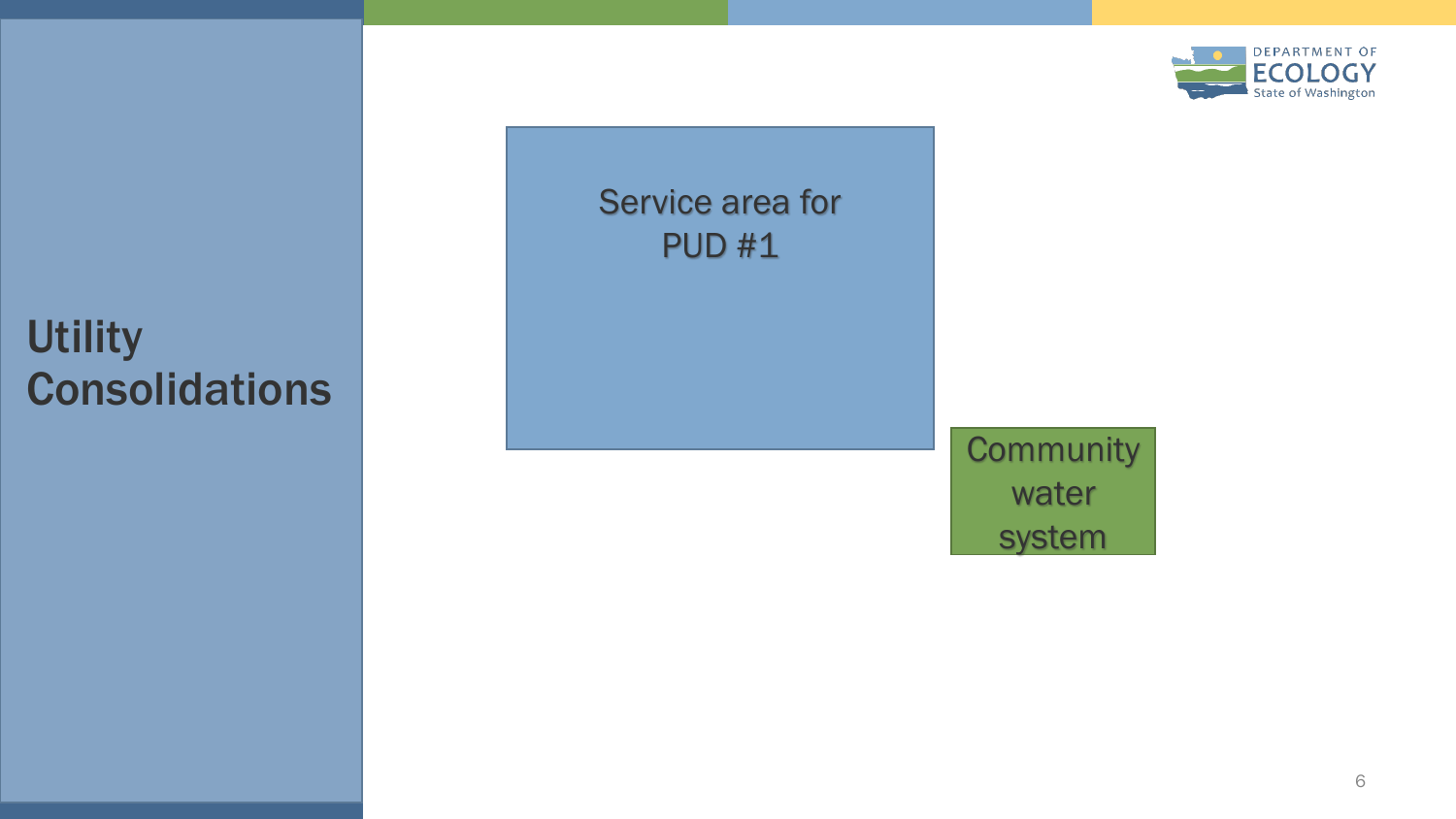# Utility Consolidations

Service area for PUD #1

Community water system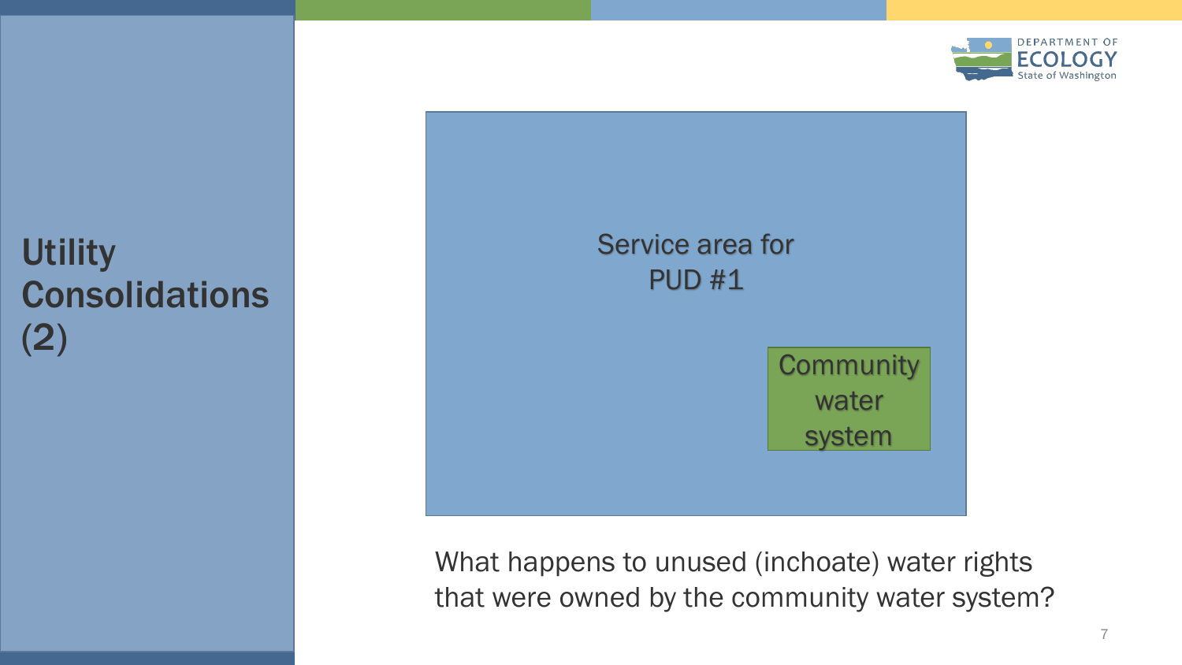# Utility Consolidations (2)

Service area for PUD #1

Community water system

What happens to unused (inchoate) water rights that were owned by the community water system?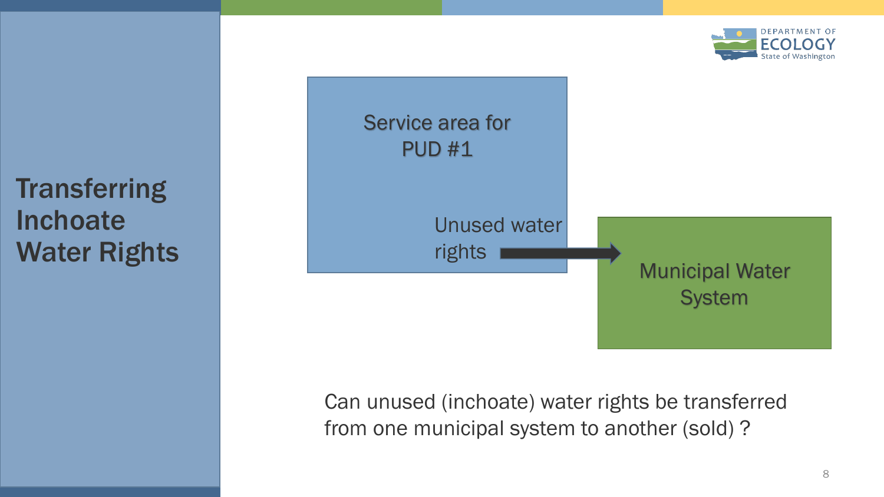# Transferring Inchoate Water Rights

Service area for PUD #1

Unused water rights

Municipal Water System

Can unused (inchoate) water rights be transferred from one municipal system to another (sold) ?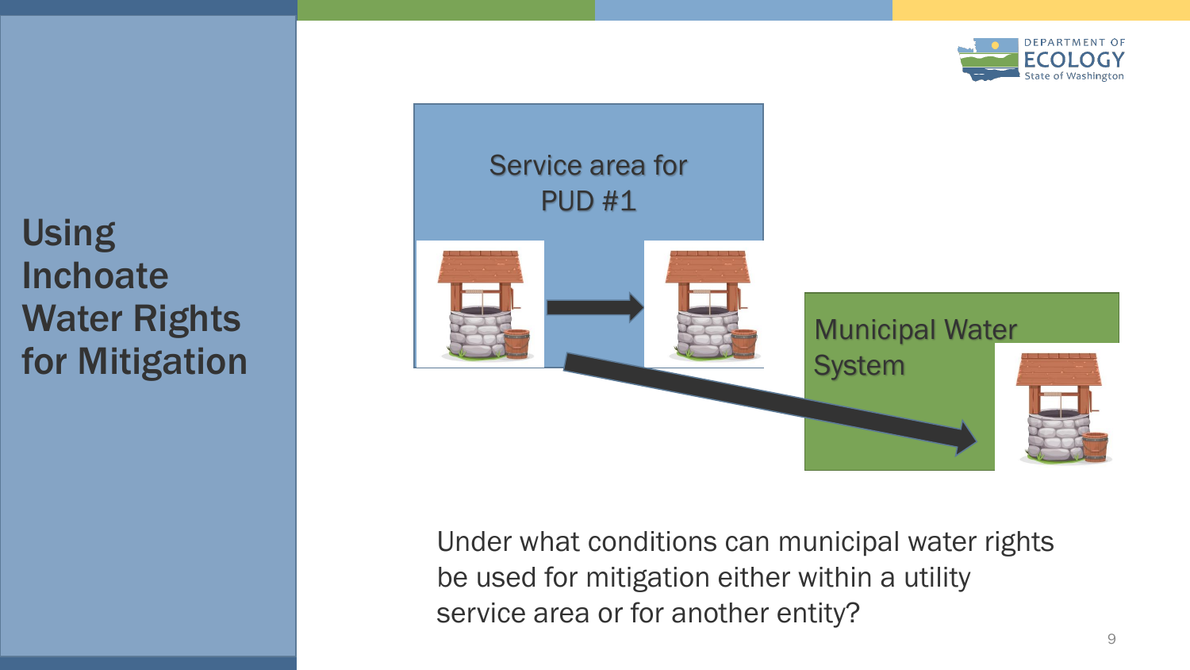# Using Inchoate Water Rights for Mitigation

Service area for PUD #1

Municipal Water System

Under what conditions can municipal water rights be used for mitigation either within a utility service area or for another entity?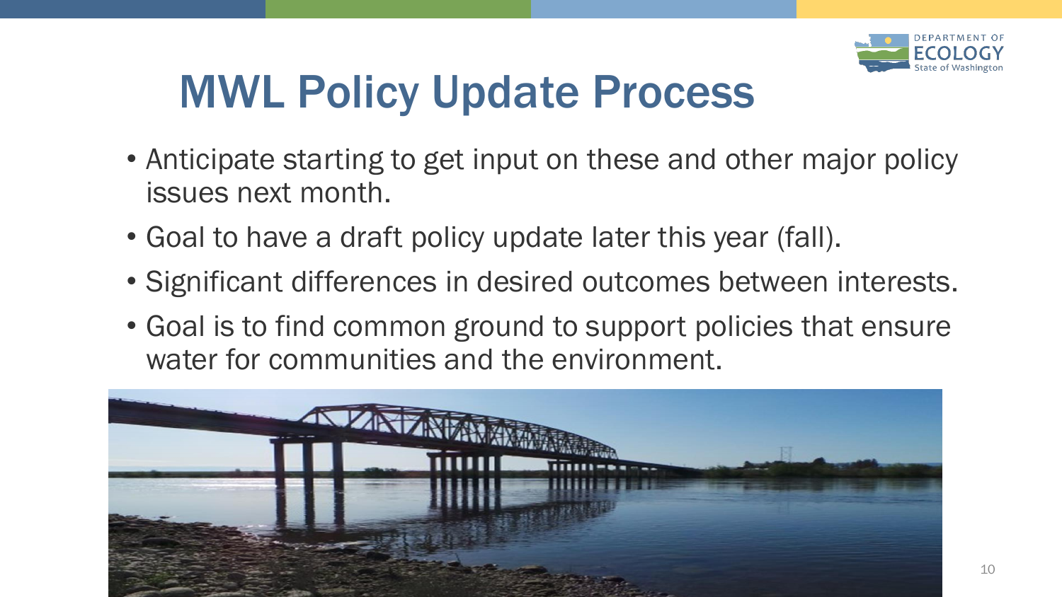# MWL Policy Update Process

- Anticipate starting to get input on these and other major policy issues next month.
- Goal to have a draft policy update later this year (fall).
- Significant differences in desired outcomes between interests.
- Goal is to find common ground to support policies that ensure water for communities and the environment.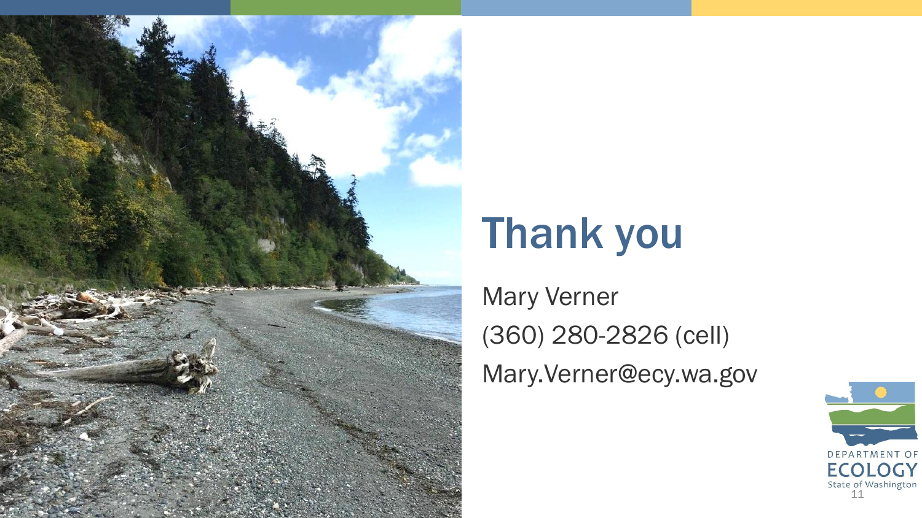# Thank you

Mary Verner

(360) 280-2826 (cell)

Mary.Verner@ecy.wa.gov

DEPARTMENT OF ECOLOGY
State of Washington